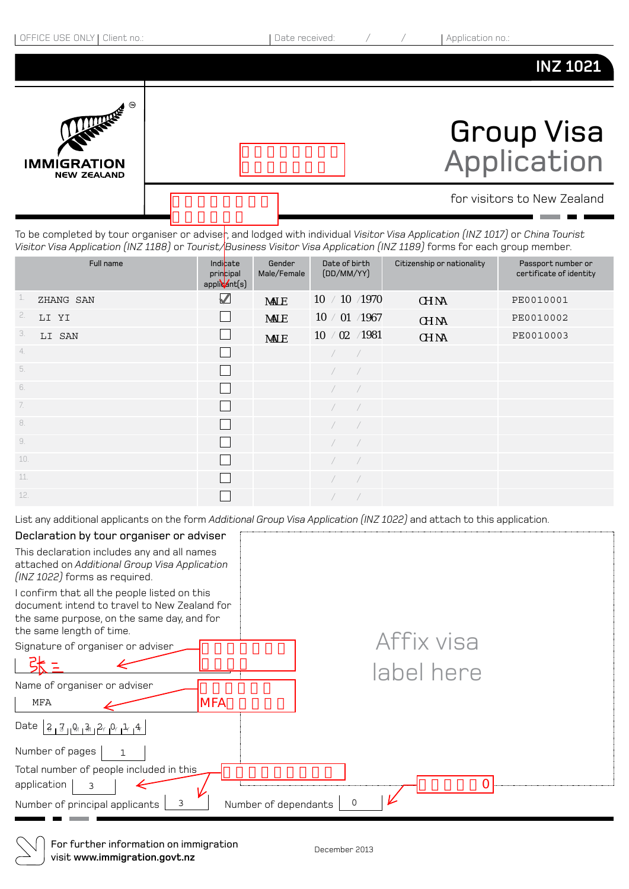OFFICE USE ONLY | Client no.: | Date received: / / | Application no.:

**INZ 1021**

IMMIGRATION NEW ZEALAND

# Group Visa Application

for visitors to New Zealand

To be completed by tour organiser or adviser, and lodged with individual *Visitor Visa Application (INZ 1017)* or *China Tourist Visitor Visa Application (INZ 1188)* or *Tourist/Business Visitor Visa Application (INZ 1189)* forms for each group member.

| | Full name | Indicate principal applicant(s) | Gender Male/Female | Date of birth (DD/MM/YY) | Citizenship or nationality | Passport number or certificate of identity |
|---|---|---|---|---|---|---|
| 1. | ZHANG SAN | ☑ | MALE | 10 / 10 / 1970 | CHINA | PE0010001 |
| 2. | LI YI | ☐ | MALE | 10 / 01 / 1967 | CHINA | PE0010002 |
| 3. | LI SAN | ☐ | MALE | 10 / 02 / 1981 | CHINA | PE0010003 |
| 4. | | ☐ | | / / | | |
| 5. | | ☐ | | / / | | |
| 6. | | ☐ | | / / | | |
| 7. | | ☐ | | / / | | |
| 8. | | ☐ | | / / | | |
| 9. | | ☐ | | / / | | |
| 10. | | ☐ | | / / | | |
| 11. | | ☐ | | / / | | |
| 12. | | ☐ | | / / | | |

List any additional applicants on the form *Additional Group Visa Application (INZ 1022)* and attach to this application.

## Declaration by tour organiser or adviser

This declaration includes any and all names attached on *Additional Group Visa Application (INZ 1022)* forms as required.

I confirm that all the people listed on this document intend to travel to New Zealand for the same purpose, on the same day, and for the same length of time.

Signature of organiser or adviser: 张三

Name of organiser or adviser: MFA

Date: 2 7 0 3 2 0 1 4

Number of pages: 1

Total number of people included in this application: 3

Number of principal applicants: 3

Number of dependants: 0

Affix visa label here

For further information on immigration visit **www.immigration.govt.nz**

December 2013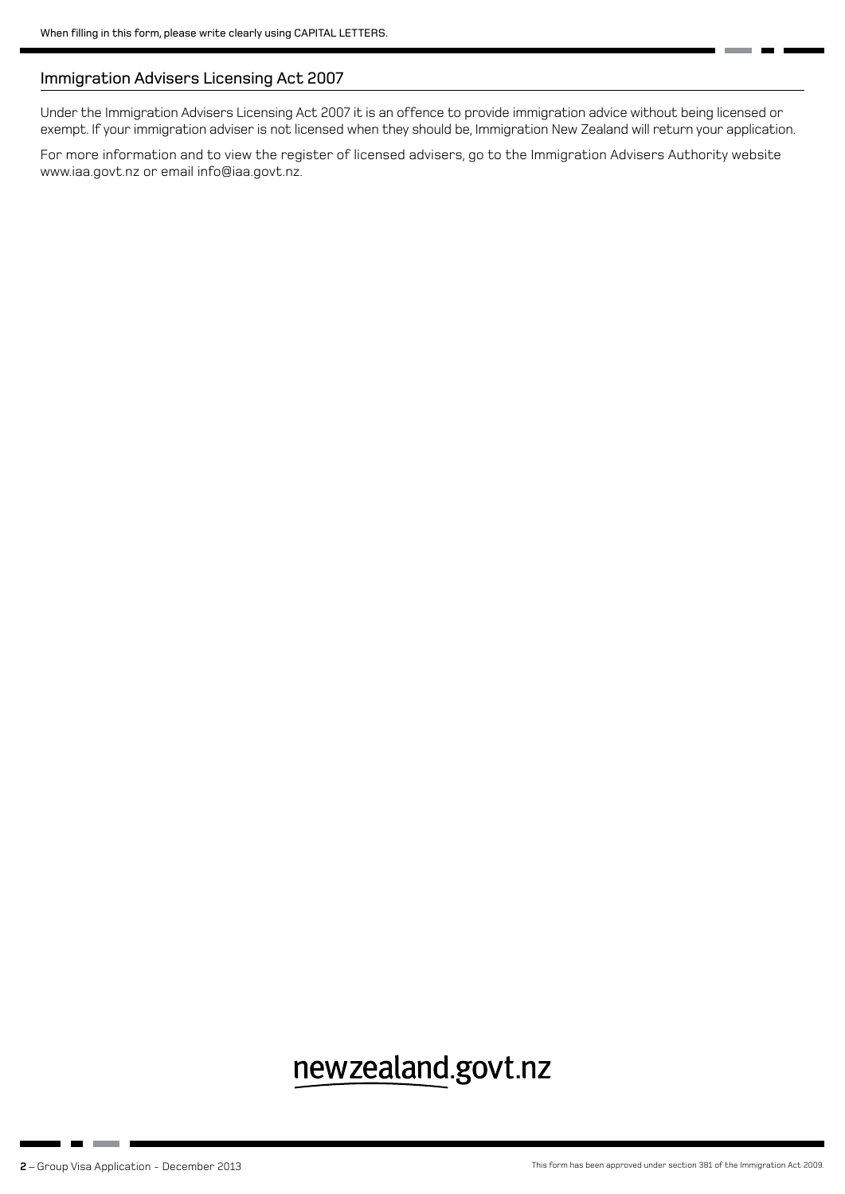When filling in this form, please write clearly using CAPITAL LETTERS.

## Immigration Advisers Licensing Act 2007

Under the Immigration Advisers Licensing Act 2007 it is an offence to provide immigration advice without being licensed or exempt. If your immigration adviser is not licensed when they should be, Immigration New Zealand will return your application.

For more information and to view the register of licensed advisers, go to the Immigration Advisers Authority website www.iaa.govt.nz or email info@iaa.govt.nz.

newzealand.govt.nz

This form has been approved under section 381 of the Immigration Act 2009.